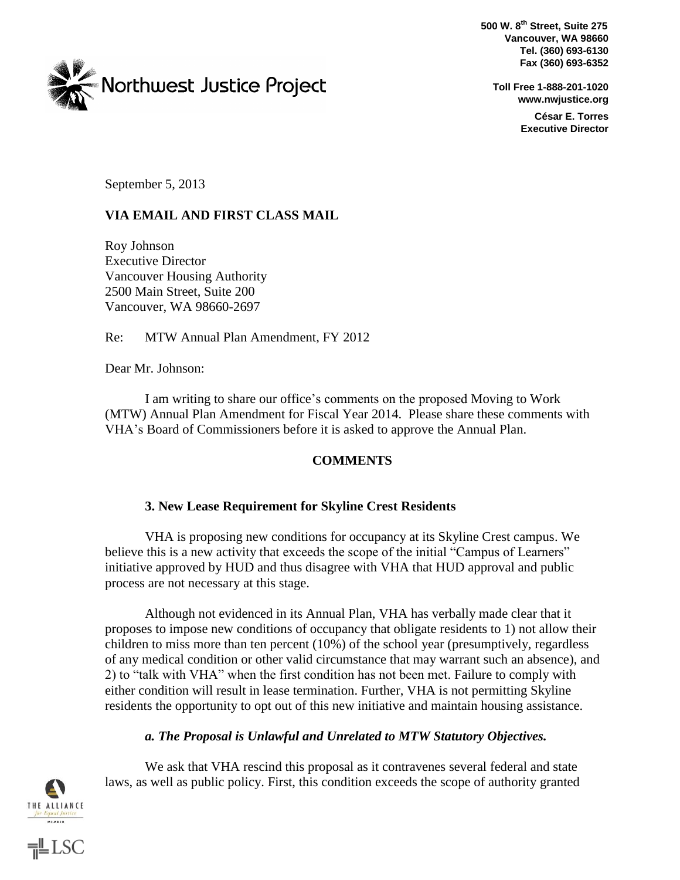**Northwest Justice Project**

**500 W. 8th Street, Suite 275**
**Vancouver, WA 98660**
**Tel. (360) 693-6130**
**Fax (360) 693-6352**

**Toll Free 1-888-201-1020**
**www.nwjustice.org**

**César E. Torres**
**Executive Director**

September 5, 2013

**VIA EMAIL AND FIRST CLASS MAIL**

Roy Johnson
Executive Director
Vancouver Housing Authority
2500 Main Street, Suite 200
Vancouver, WA 98660-2697

Re: MTW Annual Plan Amendment, FY 2012

Dear Mr. Johnson:

I am writing to share our office's comments on the proposed Moving to Work (MTW) Annual Plan Amendment for Fiscal Year 2014. Please share these comments with VHA's Board of Commissioners before it is asked to approve the Annual Plan.

## COMMENTS

### 3. New Lease Requirement for Skyline Crest Residents

VHA is proposing new conditions for occupancy at its Skyline Crest campus. We believe this is a new activity that exceeds the scope of the initial "Campus of Learners" initiative approved by HUD and thus disagree with VHA that HUD approval and public process are not necessary at this stage.

Although not evidenced in its Annual Plan, VHA has verbally made clear that it proposes to impose new conditions of occupancy that obligate residents to 1) not allow their children to miss more than ten percent (10%) of the school year (presumptively, regardless of any medical condition or other valid circumstance that may warrant such an absence), and 2) to "talk with VHA" when the first condition has not been met. Failure to comply with either condition will result in lease termination. Further, VHA is not permitting Skyline residents the opportunity to opt out of this new initiative and maintain housing assistance.

#### *a. The Proposal is Unlawful and Unrelated to MTW Statutory Objectives.*

We ask that VHA rescind this proposal as it contravenes several federal and state laws, as well as public policy. First, this condition exceeds the scope of authority granted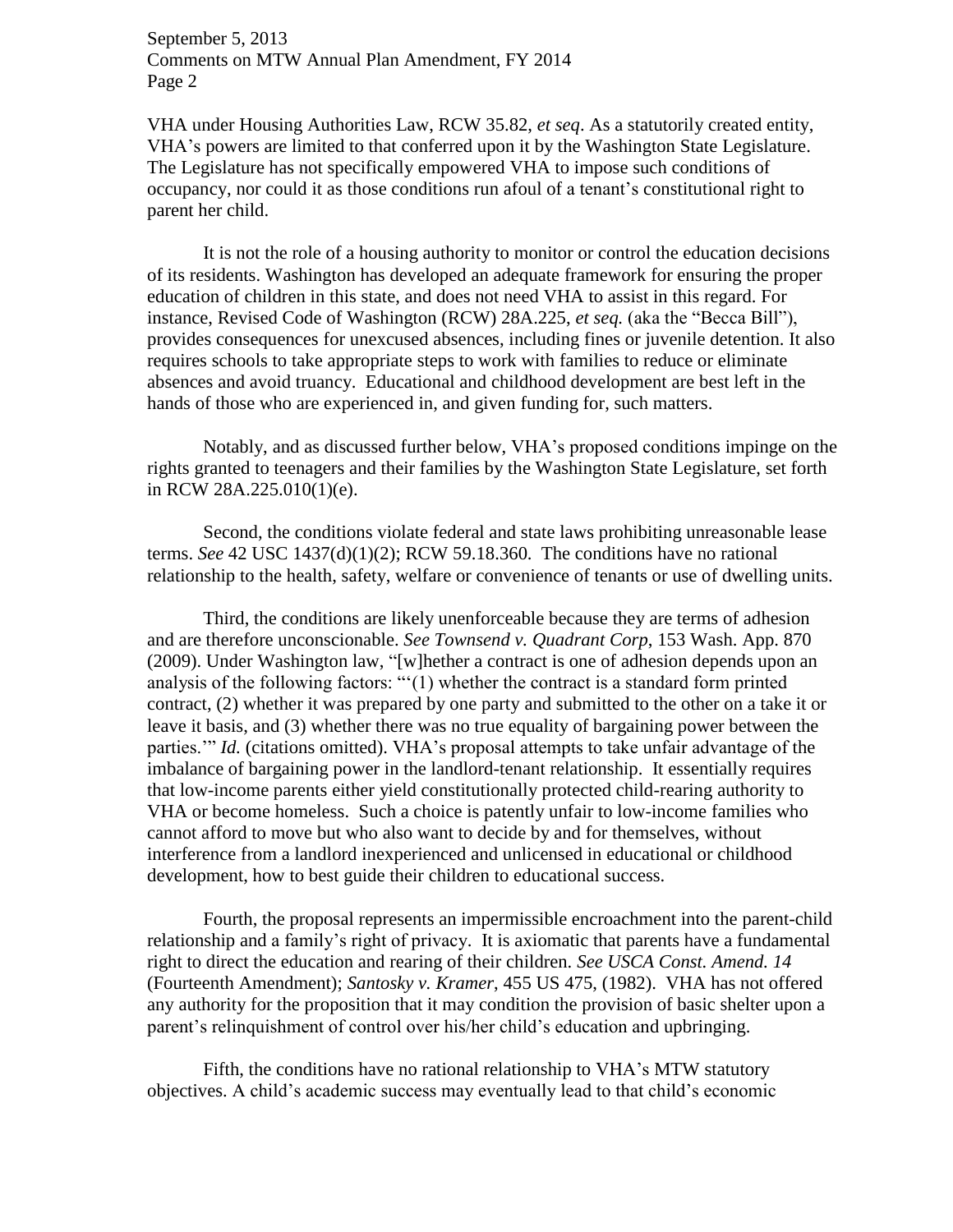VHA under Housing Authorities Law, RCW 35.82, *et seq*. As a statutorily created entity, VHA's powers are limited to that conferred upon it by the Washington State Legislature. The Legislature has not specifically empowered VHA to impose such conditions of occupancy, nor could it as those conditions run afoul of a tenant's constitutional right to parent her child.

It is not the role of a housing authority to monitor or control the education decisions of its residents. Washington has developed an adequate framework for ensuring the proper education of children in this state, and does not need VHA to assist in this regard. For instance, Revised Code of Washington (RCW) 28A.225, *et seq.* (aka the "Becca Bill"), provides consequences for unexcused absences, including fines or juvenile detention. It also requires schools to take appropriate steps to work with families to reduce or eliminate absences and avoid truancy. Educational and childhood development are best left in the hands of those who are experienced in, and given funding for, such matters.

Notably, and as discussed further below, VHA's proposed conditions impinge on the rights granted to teenagers and their families by the Washington State Legislature, set forth in RCW 28A.225.010(1)(e).

Second, the conditions violate federal and state laws prohibiting unreasonable lease terms. *See* 42 USC 1437(d)(1)(2); RCW 59.18.360. The conditions have no rational relationship to the health, safety, welfare or convenience of tenants or use of dwelling units.

Third, the conditions are likely unenforceable because they are terms of adhesion and are therefore unconscionable. *See Townsend v. Quadrant Corp*, 153 Wash. App. 870 (2009). Under Washington law, "[w]hether a contract is one of adhesion depends upon an analysis of the following factors: "'(1) whether the contract is a standard form printed contract, (2) whether it was prepared by one party and submitted to the other on a take it or leave it basis, and (3) whether there was no true equality of bargaining power between the parties.'" *Id.* (citations omitted). VHA's proposal attempts to take unfair advantage of the imbalance of bargaining power in the landlord-tenant relationship. It essentially requires that low-income parents either yield constitutionally protected child-rearing authority to VHA or become homeless. Such a choice is patently unfair to low-income families who cannot afford to move but who also want to decide by and for themselves, without interference from a landlord inexperienced and unlicensed in educational or childhood development, how to best guide their children to educational success.

Fourth, the proposal represents an impermissible encroachment into the parent-child relationship and a family's right of privacy. It is axiomatic that parents have a fundamental right to direct the education and rearing of their children. *See USCA Const. Amend. 14* (Fourteenth Amendment); *Santosky v. Kramer*, 455 US 475, (1982). VHA has not offered any authority for the proposition that it may condition the provision of basic shelter upon a parent's relinquishment of control over his/her child's education and upbringing.

Fifth, the conditions have no rational relationship to VHA's MTW statutory objectives. A child's academic success may eventually lead to that child's economic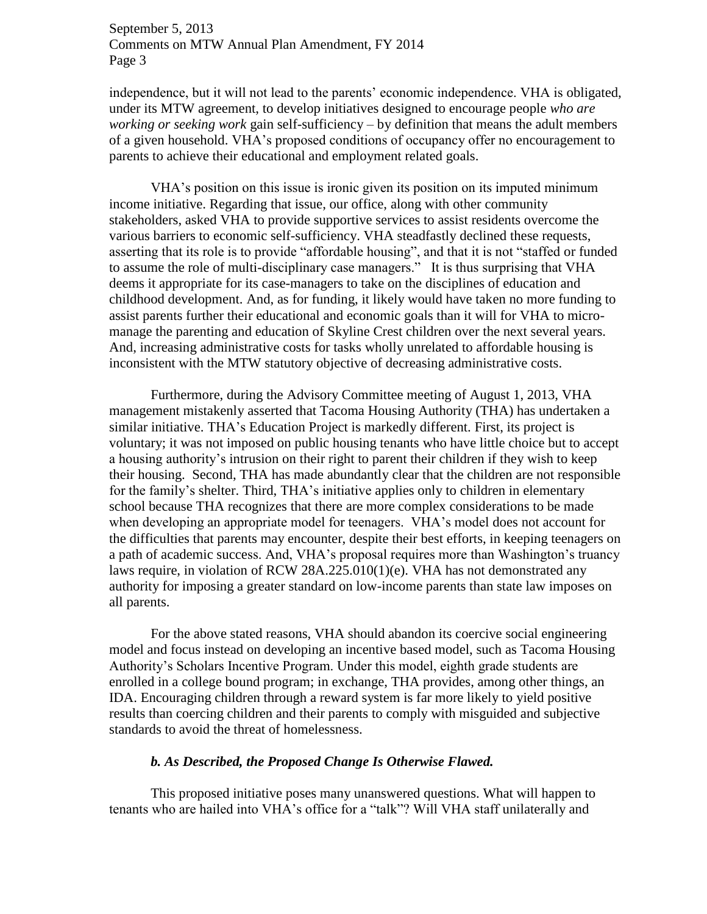independence, but it will not lead to the parents' economic independence. VHA is obligated, under its MTW agreement, to develop initiatives designed to encourage people *who are working or seeking work* gain self-sufficiency – by definition that means the adult members of a given household. VHA's proposed conditions of occupancy offer no encouragement to parents to achieve their educational and employment related goals.

VHA's position on this issue is ironic given its position on its imputed minimum income initiative. Regarding that issue, our office, along with other community stakeholders, asked VHA to provide supportive services to assist residents overcome the various barriers to economic self-sufficiency. VHA steadfastly declined these requests, asserting that its role is to provide "affordable housing", and that it is not "staffed or funded to assume the role of multi-disciplinary case managers." It is thus surprising that VHA deems it appropriate for its case-managers to take on the disciplines of education and childhood development. And, as for funding, it likely would have taken no more funding to assist parents further their educational and economic goals than it will for VHA to micro-manage the parenting and education of Skyline Crest children over the next several years. And, increasing administrative costs for tasks wholly unrelated to affordable housing is inconsistent with the MTW statutory objective of decreasing administrative costs.

Furthermore, during the Advisory Committee meeting of August 1, 2013, VHA management mistakenly asserted that Tacoma Housing Authority (THA) has undertaken a similar initiative. THA's Education Project is markedly different. First, its project is voluntary; it was not imposed on public housing tenants who have little choice but to accept a housing authority's intrusion on their right to parent their children if they wish to keep their housing. Second, THA has made abundantly clear that the children are not responsible for the family's shelter. Third, THA's initiative applies only to children in elementary school because THA recognizes that there are more complex considerations to be made when developing an appropriate model for teenagers. VHA's model does not account for the difficulties that parents may encounter, despite their best efforts, in keeping teenagers on a path of academic success. And, VHA's proposal requires more than Washington's truancy laws require, in violation of RCW 28A.225.010(1)(e). VHA has not demonstrated any authority for imposing a greater standard on low-income parents than state law imposes on all parents.

For the above stated reasons, VHA should abandon its coercive social engineering model and focus instead on developing an incentive based model, such as Tacoma Housing Authority's Scholars Incentive Program. Under this model, eighth grade students are enrolled in a college bound program; in exchange, THA provides, among other things, an IDA. Encouraging children through a reward system is far more likely to yield positive results than coercing children and their parents to comply with misguided and subjective standards to avoid the threat of homelessness.

***b. As Described, the Proposed Change Is Otherwise Flawed.***

This proposed initiative poses many unanswered questions. What will happen to tenants who are hailed into VHA's office for a "talk"? Will VHA staff unilaterally and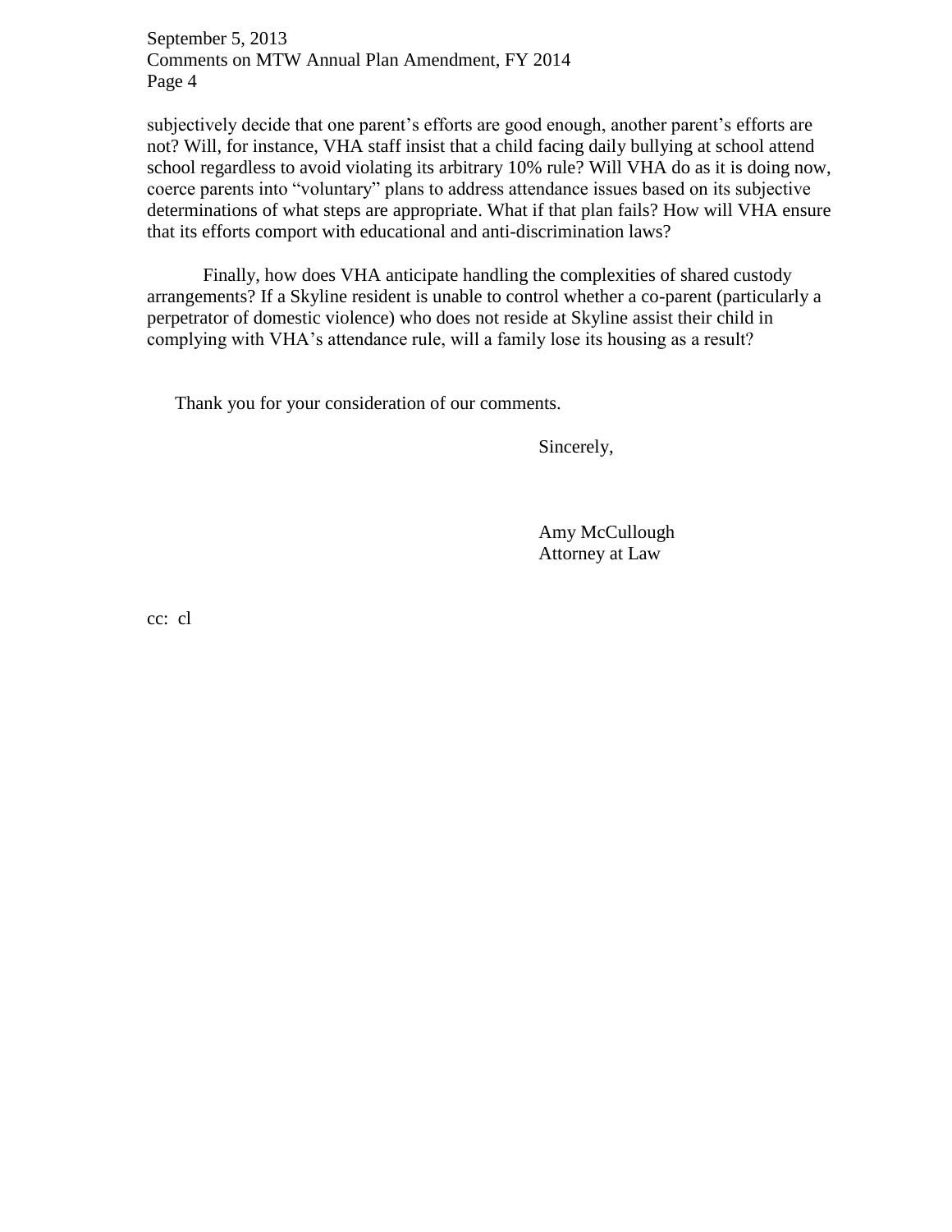subjectively decide that one parent's efforts are good enough, another parent's efforts are not? Will, for instance, VHA staff insist that a child facing daily bullying at school attend school regardless to avoid violating its arbitrary 10% rule? Will VHA do as it is doing now, coerce parents into "voluntary" plans to address attendance issues based on its subjective determinations of what steps are appropriate. What if that plan fails? How will VHA ensure that its efforts comport with educational and anti-discrimination laws?

Finally, how does VHA anticipate handling the complexities of shared custody arrangements? If a Skyline resident is unable to control whether a co-parent (particularly a perpetrator of domestic violence) who does not reside at Skyline assist their child in complying with VHA's attendance rule, will a family lose its housing as a result?

Thank you for your consideration of our comments.

Sincerely,

Amy McCullough
Attorney at Law

cc: cl